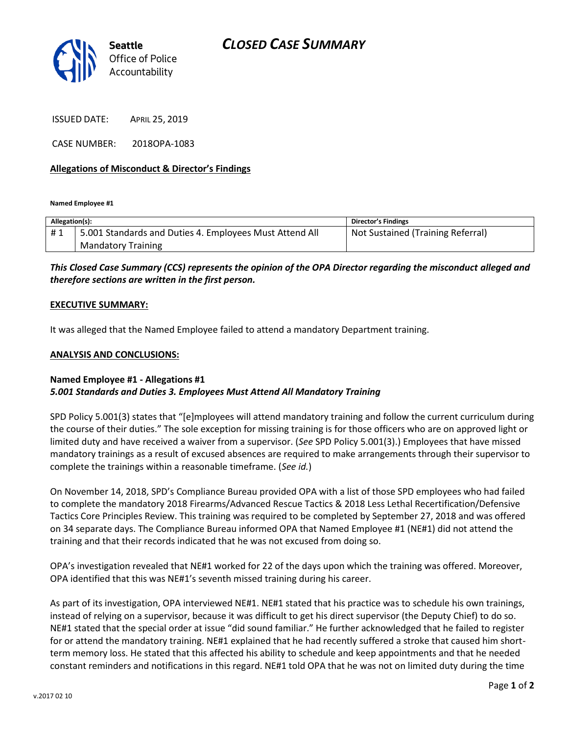# CLOSED CASE SUMMARY

**Seattle**
Office of Police Accountability

ISSUED DATE: APRIL 25, 2019

CASE NUMBER: 2018OPA-1083

**Allegations of Misconduct & Director's Findings**

**Named Employee #1**

| Allegation(s): | | Director's Findings |
|---|---|---|
| # 1 | 5.001 Standards and Duties 4. Employees Must Attend All Mandatory Training | Not Sustained (Training Referral) |

***This Closed Case Summary (CCS) represents the opinion of the OPA Director regarding the misconduct alleged and therefore sections are written in the first person.***

**EXECUTIVE SUMMARY:**

It was alleged that the Named Employee failed to attend a mandatory Department training.

**ANALYSIS AND CONCLUSIONS:**

**Named Employee #1 - Allegations #1**
***5.001 Standards and Duties 3. Employees Must Attend All Mandatory Training***

SPD Policy 5.001(3) states that "[e]mployees will attend mandatory training and follow the current curriculum during the course of their duties." The sole exception for missing training is for those officers who are on approved light or limited duty and have received a waiver from a supervisor. (*See* SPD Policy 5.001(3).) Employees that have missed mandatory trainings as a result of excused absences are required to make arrangements through their supervisor to complete the trainings within a reasonable timeframe. (*See id.*)

On November 14, 2018, SPD's Compliance Bureau provided OPA with a list of those SPD employees who had failed to complete the mandatory 2018 Firearms/Advanced Rescue Tactics & 2018 Less Lethal Recertification/Defensive Tactics Core Principles Review. This training was required to be completed by September 27, 2018 and was offered on 34 separate days. The Compliance Bureau informed OPA that Named Employee #1 (NE#1) did not attend the training and that their records indicated that he was not excused from doing so.

OPA's investigation revealed that NE#1 worked for 22 of the days upon which the training was offered. Moreover, OPA identified that this was NE#1's seventh missed training during his career.

As part of its investigation, OPA interviewed NE#1. NE#1 stated that his practice was to schedule his own trainings, instead of relying on a supervisor, because it was difficult to get his direct supervisor (the Deputy Chief) to do so. NE#1 stated that the special order at issue "did sound familiar." He further acknowledged that he failed to register for or attend the mandatory training. NE#1 explained that he had recently suffered a stroke that caused him short-term memory loss. He stated that this affected his ability to schedule and keep appointments and that he needed constant reminders and notifications in this regard. NE#1 told OPA that he was not on limited duty during the time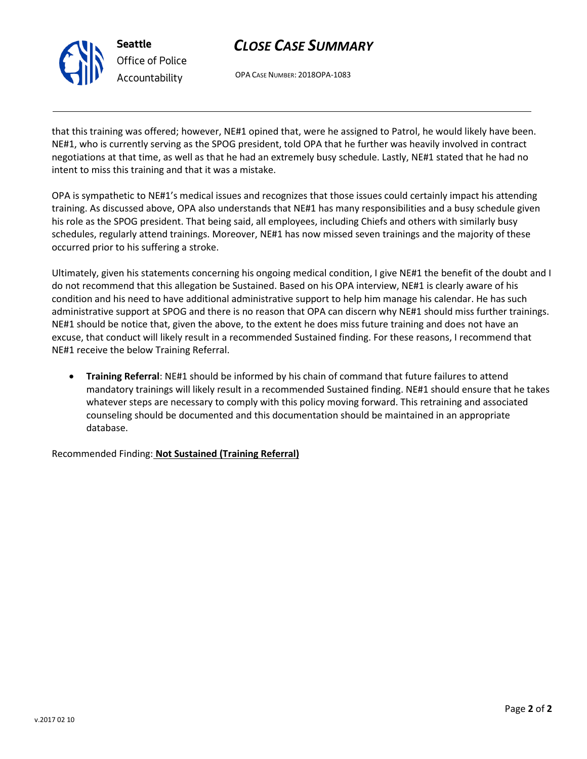that this training was offered; however, NE#1 opined that, were he assigned to Patrol, he would likely have been. NE#1, who is currently serving as the SPOG president, told OPA that he further was heavily involved in contract negotiations at that time, as well as that he had an extremely busy schedule. Lastly, NE#1 stated that he had no intent to miss this training and that it was a mistake.

OPA is sympathetic to NE#1's medical issues and recognizes that those issues could certainly impact his attending training. As discussed above, OPA also understands that NE#1 has many responsibilities and a busy schedule given his role as the SPOG president. That being said, all employees, including Chiefs and others with similarly busy schedules, regularly attend trainings. Moreover, NE#1 has now missed seven trainings and the majority of these occurred prior to his suffering a stroke.

Ultimately, given his statements concerning his ongoing medical condition, I give NE#1 the benefit of the doubt and I do not recommend that this allegation be Sustained. Based on his OPA interview, NE#1 is clearly aware of his condition and his need to have additional administrative support to help him manage his calendar. He has such administrative support at SPOG and there is no reason that OPA can discern why NE#1 should miss further trainings. NE#1 should be notice that, given the above, to the extent he does miss future training and does not have an excuse, that conduct will likely result in a recommended Sustained finding. For these reasons, I recommend that NE#1 receive the below Training Referral.

- **Training Referral**: NE#1 should be informed by his chain of command that future failures to attend mandatory trainings will likely result in a recommended Sustained finding. NE#1 should ensure that he takes whatever steps are necessary to comply with this policy moving forward. This retraining and associated counseling should be documented and this documentation should be maintained in an appropriate database.

Recommended Finding: **Not Sustained (Training Referral)**